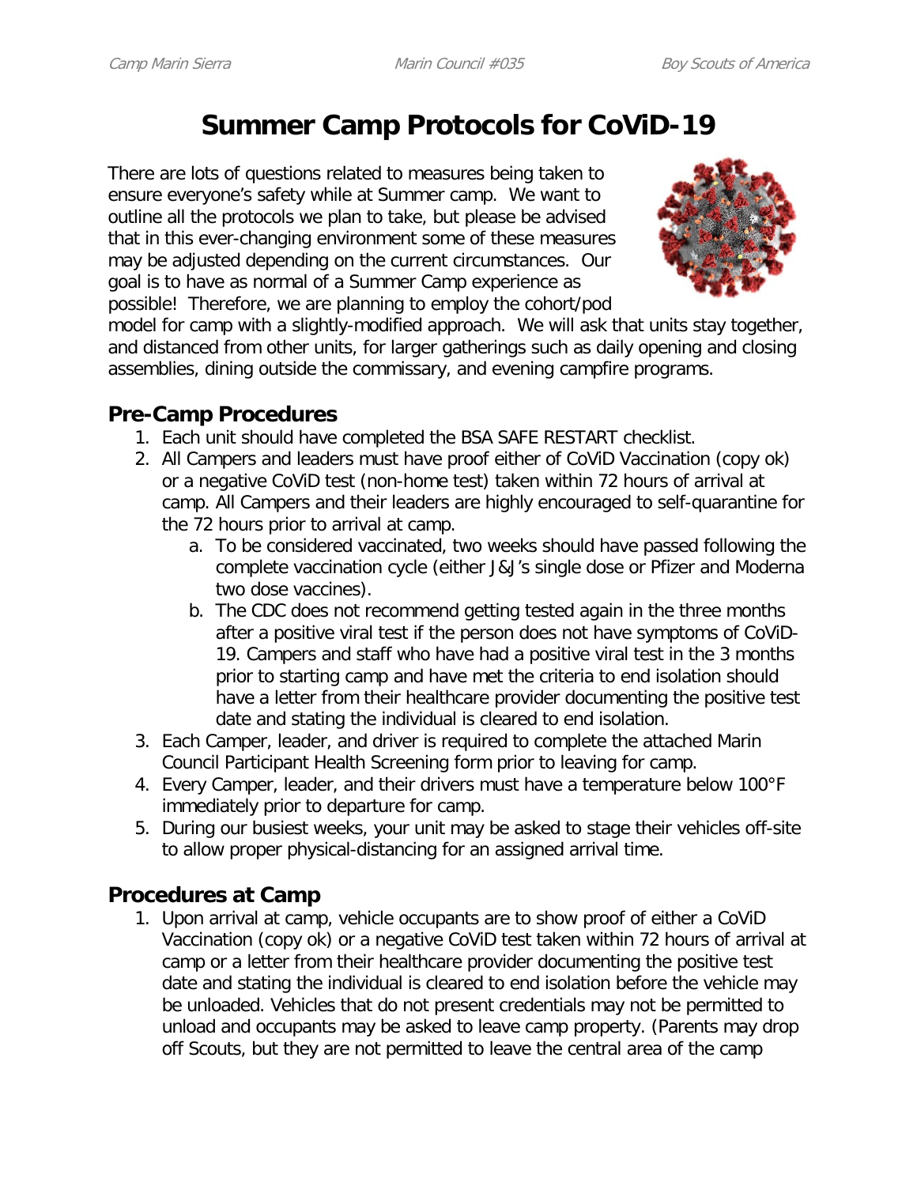# Summer Camp Protocols for CoViD-19

There are lots of questions related to measures being taken to ensure everyone's safety while at Summer camp. We want to outline all the protocols we plan to take, but please be advised that in this ever-changing environment some of these measures may be adjusted depending on the current circumstances. Our goal is to have as normal of a Summer Camp experience as possible! Therefore, we are planning to employ the cohort/pod model for camp with a slightly-modified approach. We will ask that units stay together, and distanced from other units, for larger gatherings such as daily opening and closing assemblies, dining outside the commissary, and evening campfire programs.

## Pre-Camp Procedures

1. Each unit should have completed the BSA SAFE RESTART checklist.
2. All Campers and leaders must have proof either of CoViD Vaccination (copy ok) or a negative CoViD test (non-home test) taken within 72 hours of arrival at camp. All Campers and their leaders are highly encouraged to self-quarantine for the 72 hours prior to arrival at camp.
   a. To be considered vaccinated, two weeks should have passed following the complete vaccination cycle (either J&J's single dose or Pfizer and Moderna two dose vaccines).
   b. The CDC does not recommend getting tested again in the three months after a positive viral test if the person does not have symptoms of CoViD-19. Campers and staff who have had a positive viral test in the 3 months prior to starting camp and have met the criteria to end isolation should have a letter from their healthcare provider documenting the positive test date and stating the individual is cleared to end isolation.
3. Each Camper, leader, and driver is required to complete the attached Marin Council Participant Health Screening form prior to leaving for camp.
4. Every Camper, leader, and their drivers must have a temperature below 100°F immediately prior to departure for camp.
5. During our busiest weeks, your unit may be asked to stage their vehicles off-site to allow proper physical-distancing for an assigned arrival time.

## Procedures at Camp

1. Upon arrival at camp, vehicle occupants are to show proof of either a CoViD Vaccination (copy ok) or a negative CoViD test taken within 72 hours of arrival at camp or a letter from their healthcare provider documenting the positive test date and stating the individual is cleared to end isolation before the vehicle may be unloaded. Vehicles that do not present credentials may not be permitted to unload and occupants may be asked to leave camp property. (Parents may drop off Scouts, but they are not permitted to leave the central area of the camp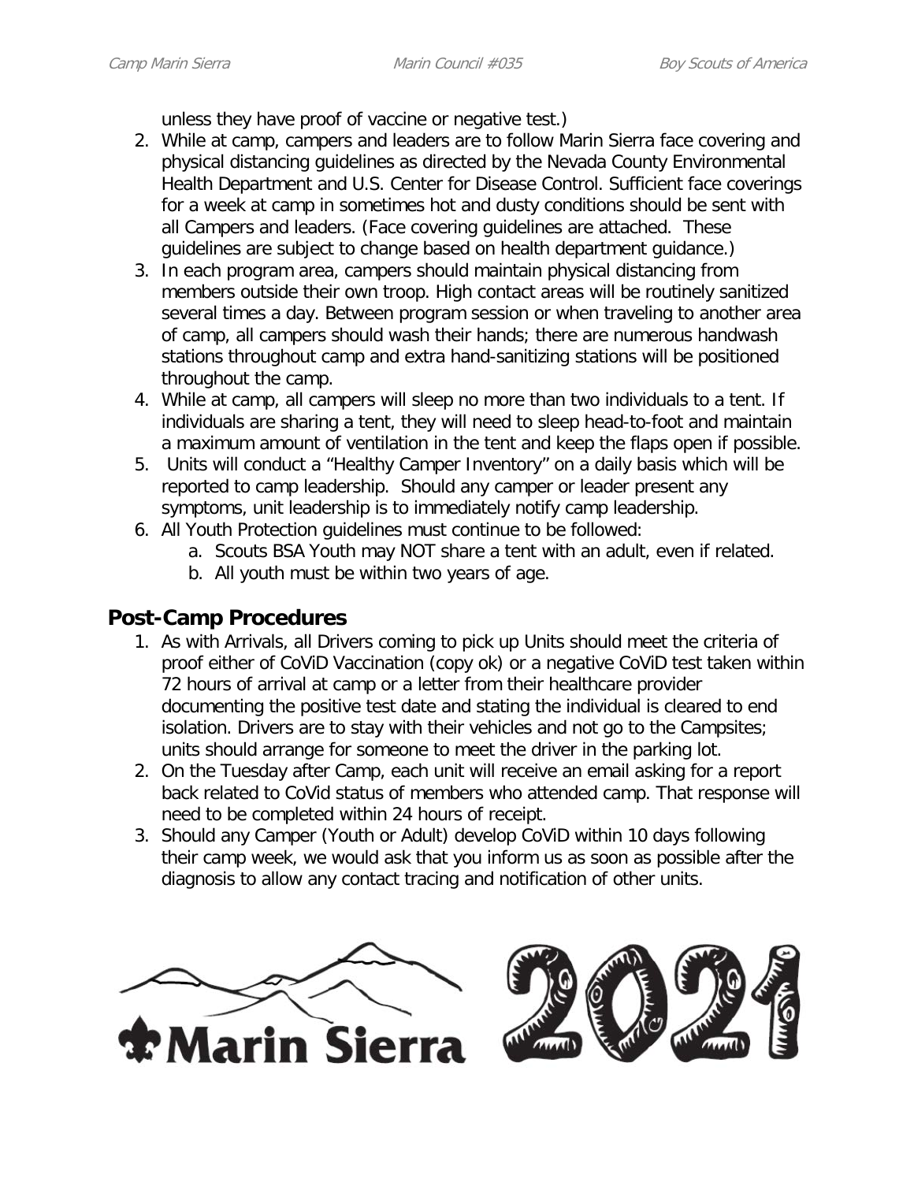unless they have proof of vaccine or negative test.)

2. While at camp, campers and leaders are to follow Marin Sierra face covering and physical distancing guidelines as directed by the Nevada County Environmental Health Department and U.S. Center for Disease Control. Sufficient face coverings for a week at camp in sometimes hot and dusty conditions should be sent with all Campers and leaders. (Face covering guidelines are attached. These guidelines are subject to change based on health department guidance.)
3. In each program area, campers should maintain physical distancing from members outside their own troop. High contact areas will be routinely sanitized several times a day. Between program session or when traveling to another area of camp, all campers should wash their hands; there are numerous handwash stations throughout camp and extra hand-sanitizing stations will be positioned throughout the camp.
4. While at camp, all campers will sleep no more than two individuals to a tent. If individuals are sharing a tent, they will need to sleep head-to-foot and maintain a maximum amount of ventilation in the tent and keep the flaps open if possible.
5. Units will conduct a "Healthy Camper Inventory" on a daily basis which will be reported to camp leadership. Should any camper or leader present any symptoms, unit leadership is to immediately notify camp leadership.
6. All Youth Protection guidelines must continue to be followed:
   a. Scouts BSA Youth may NOT share a tent with an adult, even if related.
   b. All youth must be within two years of age.

## Post-Camp Procedures

1. As with Arrivals, all Drivers coming to pick up Units should meet the criteria of proof either of CoViD Vaccination (copy ok) or a negative CoViD test taken within 72 hours of arrival at camp or a letter from their healthcare provider documenting the positive test date and stating the individual is cleared to end isolation. Drivers are to stay with their vehicles and not go to the Campsites; units should arrange for someone to meet the driver in the parking lot.
2. On the Tuesday after Camp, each unit will receive an email asking for a report back related to CoVid status of members who attended camp. That response will need to be completed within 24 hours of receipt.
3. Should any Camper (Youth or Adult) develop CoViD within 10 days following their camp week, we would ask that you inform us as soon as possible after the diagnosis to allow any contact tracing and notification of other units.

Marin Sierra 2021